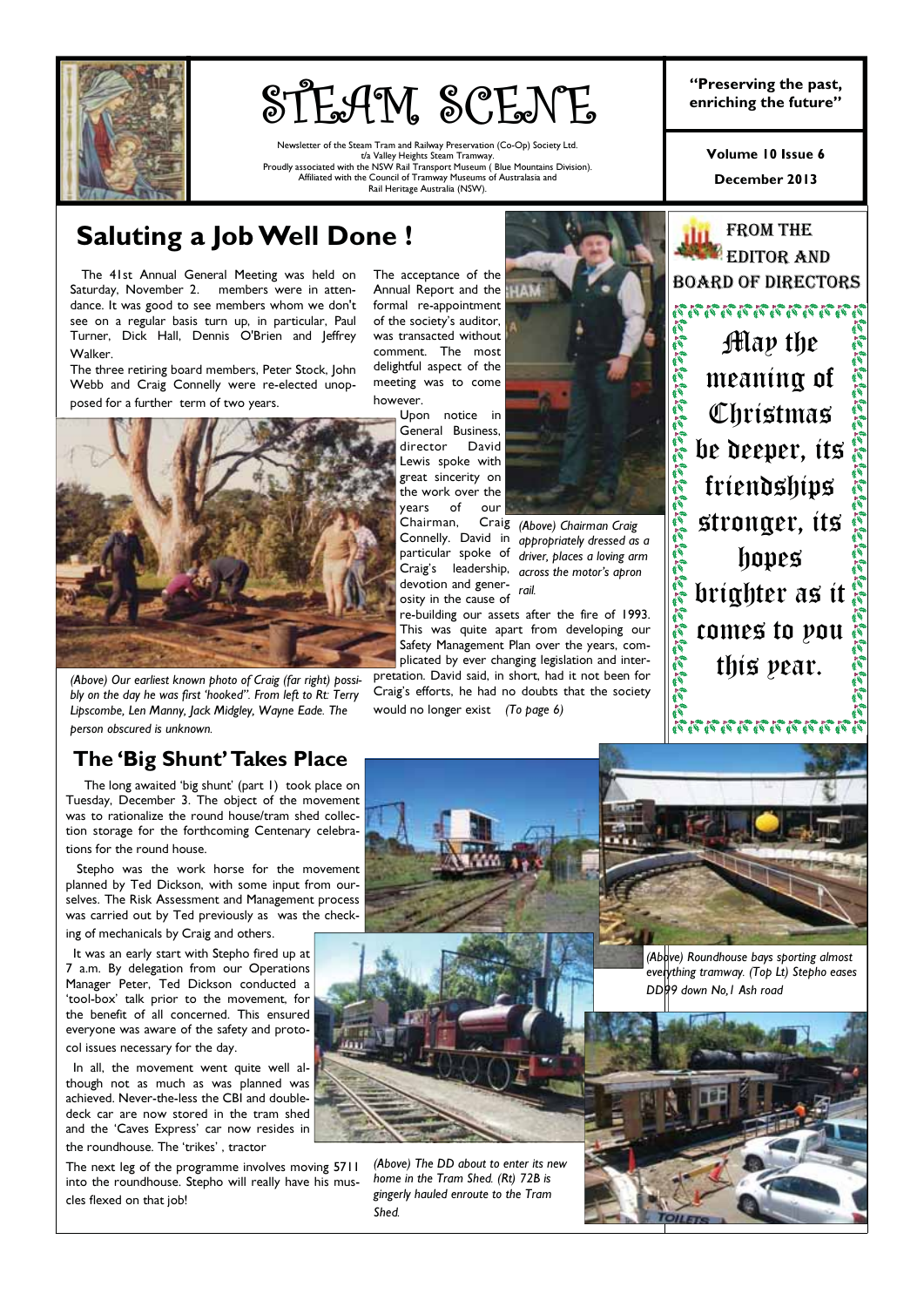# STEAM SCENE

Newsletter of the Steam Tram and Railway Preservation (Co-Op) Society Ltd.
t/a Valley Heights Steam Tramway.
Proudly associated with the NSW Rail Transport Museum ( Blue Mountains Division).
Affiliated with the Council of Tramway Museums of Australasia and
Rail Heritage Australia (NSW).

**"Preserving the past, enriching the future"**

**Volume 10 Issue 6**

**December 2013**

## Saluting a Job Well Done !

The 41st Annual General Meeting was held on Saturday, November 2. members were in attendance. It was good to see members whom we don't see on a regular basis turn up, in particular, Paul Turner, Dick Hall, Dennis O'Brien and Jeffrey Walker.

The three retiring board members, Peter Stock, John Webb and Craig Connelly were re-elected unopposed for a further term of two years.

*(Above) Our earliest known photo of Craig (far right) possibly on the day he was first 'hooked". From left to Rt: Terry Lipscombe, Len Manny, Jack Midgley, Wayne Eade. The person obscured is unknown.*

The acceptance of the Annual Report and the formal re-appointment of the society's auditor, was transacted without comment. The most delightful aspect of the meeting was to come however.

Upon notice in General Business, director David Lewis spoke with great sincerity on the work over the years of our Chairman, Craig Connelly. David in particular spoke of Craig's leadership, devotion and generosity in the cause of re-building our assets after the fire of 1993. This was quite apart from developing our Safety Management Plan over the years, complicated by ever changing legislation and interpretation. David said, in short, had it not been for Craig's efforts, he had no doubts that the society would no longer exist *(To page 6)*

*(Above) Chairman Craig appropriately dressed as a driver, places a loving arm across the motor's apron rail.*

### FROM THE EDITOR AND BOARD OF DIRECTORS

May the meaning of Christmas be deeper, its friendships stronger, its hopes brighter as it comes to you this year.

## The 'Big Shunt' Takes Place

The long awaited 'big shunt' (part 1) took place on Tuesday, December 3. The object of the movement was to rationalize the round house/tram shed collection storage for the forthcoming Centenary celebrations for the round house.

Stepho was the work horse for the movement planned by Ted Dickson, with some input from ourselves. The Risk Assessment and Management process was carried out by Ted previously as was the checking of mechanicals by Craig and others.

It was an early start with Stepho fired up at 7 a.m. By delegation from our Operations Manager Peter, Ted Dickson conducted a 'tool-box' talk prior to the movement, for the benefit of all concerned. This ensured everyone was aware of the safety and protocol issues necessary for the day.

In all, the movement went quite well although not as much as was planned was achieved. Never-the-less the CBI and double-deck car are now stored in the tram shed and the 'Caves Express' car now resides in the roundhouse. The 'trikes' , tractor

The next leg of the programme involves moving 5711 into the roundhouse. Stepho will really have his muscles flexed on that job!

*(Above) Roundhouse bays sporting almost everything tramway. (Top Lt) Stepho eases DD99 down No,1 Ash road*

*(Above) The DD about to enter its new home in the Tram Shed. (Rt) 72B is gingerly hauled enroute to the Tram Shed.*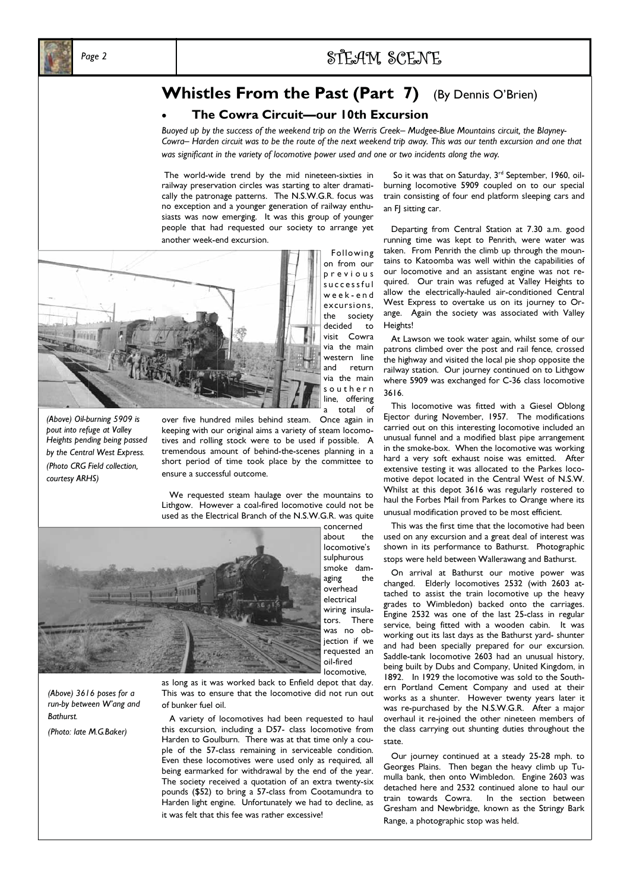# Whistles From the Past (Part 7) (By Dennis O'Brien)

- **The Cowra Circuit—our 10th Excursion**

*Buoyed up by the success of the weekend trip on the Werris Creek– Mudgee-Blue Mountains circuit, the Blayney-Cowra– Harden circuit was to be the route of the next weekend trip away. This was our tenth excursion and one that was significant in the variety of locomotive power used and one or two incidents along the way.*

The world-wide trend by the mid nineteen-sixties in railway preservation circles was starting to alter dramatically the patronage patterns. The N.S.W.G.R. focus was no exception and a younger generation of railway enthusiasts was now emerging. It was this group of younger people that had requested our society to arrange yet another week-end excursion.

Following on from our previous successful week-end excursions, the society decided to visit Cowra via the main western line and return via the main southern line, offering a total of over five hundred miles behind steam. Once again in keeping with our original aims a variety of steam locomotives and rolling stock were to be used if possible. A tremendous amount of behind-the-scenes planning in a short period of time took place by the committee to ensure a successful outcome.

*(Above) Oil-burning 5909 is pout into refuge at Valley Heights pending being passed by the Central West Express. (Photo CRG Field collection, courtesy ARHS)*

We requested steam haulage over the mountains to Lithgow. However a coal-fired locomotive could not be used as the Electrical Branch of the N.S.W.G.R. was quite concerned about the locomotive's sulphurous smoke damaging the overhead electrical wiring insulators. There was no objection if we requested an oil-fired locomotive, as long as it was worked back to Enfield depot that day. This was to ensure that the locomotive did not run out of bunker fuel oil.

*(Above) 3616 poses for a run-by between W'ang and Bathurst. (Photo: late M.G.Baker)*

A variety of locomotives had been requested to haul this excursion, including a D57- class locomotive from Harden to Goulburn. There was at that time only a couple of the 57-class remaining in serviceable condition. Even these locomotives were used only as required, all being earmarked for withdrawal by the end of the year. The society received a quotation of an extra twenty-six pounds ($52) to bring a 57-class from Cootamundra to Harden light engine. Unfortunately we had to decline, as it was felt that this fee was rather excessive!

So it was that on Saturday, 3rd September, 1960, oil-burning locomotive 5909 coupled on to our special train consisting of four end platform sleeping cars and an FJ sitting car.

Departing from Central Station at 7.30 a.m. good running time was kept to Penrith, were water was taken. From Penrith the climb up through the mountains to Katoomba was well within the capabilities of our locomotive and an assistant engine was not required. Our train was refuged at Valley Heights to allow the electrically-hauled air-conditioned Central West Express to overtake us on its journey to Orange. Again the society was associated with Valley Heights!

At Lawson we took water again, whilst some of our patrons climbed over the post and rail fence, crossed the highway and visited the local pie shop opposite the railway station. Our journey continued on to Lithgow where 5909 was exchanged for C-36 class locomotive 3616.

This locomotive was fitted with a Giesel Oblong Ejector during November, 1957. The modifications carried out on this interesting locomotive included an unusual funnel and a modified blast pipe arrangement in the smoke-box. When the locomotive was working hard a very soft exhaust noise was emitted. After extensive testing it was allocated to the Parkes locomotive depot located in the Central West of N.S.W. Whilst at this depot 3616 was regularly rostered to haul the Forbes Mail from Parkes to Orange where its unusual modification proved to be most efficient.

This was the first time that the locomotive had been used on any excursion and a great deal of interest was shown in its performance to Bathurst. Photographic stops were held between Wallerawang and Bathurst.

On arrival at Bathurst our motive power was changed. Elderly locomotives 2532 (with 2603 attached to assist the train locomotive up the heavy grades to Wimbledon) backed onto the carriages. Engine 2532 was one of the last 25-class in regular service, being fitted with a wooden cabin. It was working out its last days as the Bathurst yard- shunter and had been specially prepared for our excursion. Saddle-tank locomotive 2603 had an unusual history, being built by Dubs and Company, United Kingdom, in 1892. In 1929 the locomotive was sold to the Southern Portland Cement Company and used at their works as a shunter. However twenty years later it was re-purchased by the N.S.W.G.R. After a major overhaul it re-joined the other nineteen members of the class carrying out shunting duties throughout the state.

Our journey continued at a steady 25-28 mph. to Georges Plains. Then began the heavy climb up Tumulla bank, then onto Wimbledon. Engine 2603 was detached here and 2532 continued alone to haul our train towards Cowra. In the section between Gresham and Newbridge, known as the Stringy Bark Range, a photographic stop was held.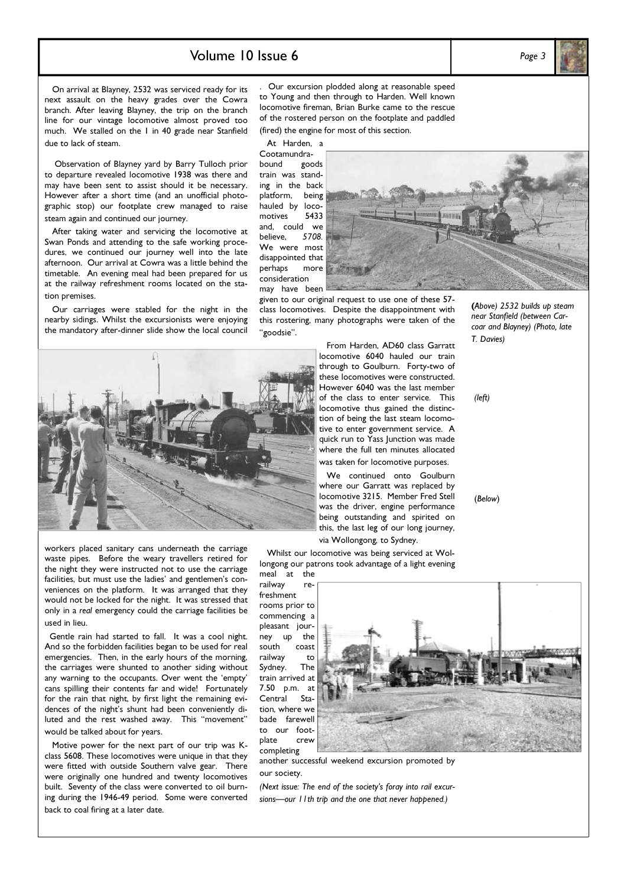On arrival at Blayney, 2532 was serviced ready for its next assault on the heavy grades over the Cowra branch. After leaving Blayney, the trip on the branch line for our vintage locomotive almost proved too much. We stalled on the 1 in 40 grade near Stanfield due to lack of steam.

Observation of Blayney yard by Barry Tulloch prior to departure revealed locomotive 1938 was there and may have been sent to assist should it be necessary. However after a short time (and an unofficial photographic stop) our footplate crew managed to raise steam again and continued our journey.

After taking water and servicing the locomotive at Swan Ponds and attending to the safe working procedures, we continued our journey well into the late afternoon. Our arrival at Cowra was a little behind the timetable. An evening meal had been prepared for us at the railway refreshment rooms located on the station premises.

Our carriages were stabled for the night in the nearby sidings. Whilst the excursionists were enjoying the mandatory after-dinner slide show the local council workers placed sanitary cans underneath the carriage waste pipes. Before the weary travellers retired for the night they were instructed not to use the carriage facilities, but must use the ladies' and gentlemen's conveniences on the platform. It was arranged that they would not be locked for the night. It was stressed that only in a *real* emergency could the carriage facilities be used in lieu.

Gentle rain had started to fall. It was a cool night. And so the forbidden facilities began to be used for real emergencies. Then, in the early hours of the morning, the carriages were shunted to another siding without any warning to the occupants. Over went the 'empty' cans spilling their contents far and wide! Fortunately for the rain that night, by first light the remaining evidences of the night's shunt had been conveniently diluted and the rest washed away. This "movement" would be talked about for years.

Motive power for the next part of our trip was K-class 5608. These locomotives were unique in that they were fitted with outside Southern valve gear. There were originally one hundred and twenty locomotives built. Seventy of the class were converted to oil burning during the 1946-49 period. Some were converted back to coal firing at a later date.

. Our excursion plodded along at reasonable speed to Young and then through to Harden. Well known locomotive fireman, Brian Burke came to the rescue of the rostered person on the footplate and paddled (fired) the engine for most of this section.

At Harden, a Cootamundra-bound goods train was standing in the back platform, being hauled by locomotives 5433 and, could we believe, *5708*. We were most disappointed that perhaps more consideration may have been given to our original request to use one of these 57-class locomotives. Despite the disappointment with this rostering, many photographs were taken of the "goodsie".

From Harden, AD60 class Garratt locomotive 6040 hauled our train through to Goulburn. Forty-two of these locomotives were constructed. However 6040 was the last member of the class to enter service. This locomotive thus gained the distinction of being the last steam locomotive to enter government service. A quick run to Yass Junction was made where the full ten minutes allocated was taken for locomotive purposes.

We continued onto Goulburn where our Garratt was replaced by locomotive 3215. Member Fred Stell was the driver, engine performance being outstanding and spirited on this, the last leg of our long journey, via Wollongong, to Sydney.

Whilst our locomotive was being serviced at Wollongong our patrons took advantage of a light evening meal at the railway refreshment rooms prior to commencing a pleasant journey up the south coast railway to Sydney. The train arrived at 7.50 p.m. at Central Station, where we bade farewell to our footplate crew completing another successful weekend excursion promoted by our society.

*(Next issue: The end of the society's foray into rail excursions—our 11th trip and the one that never happened.)*

***(Above) 2532 builds up steam near Stanfield (between Carcoar and Blayney) (Photo, late T. Davies)***

*(left)*

*(Below)*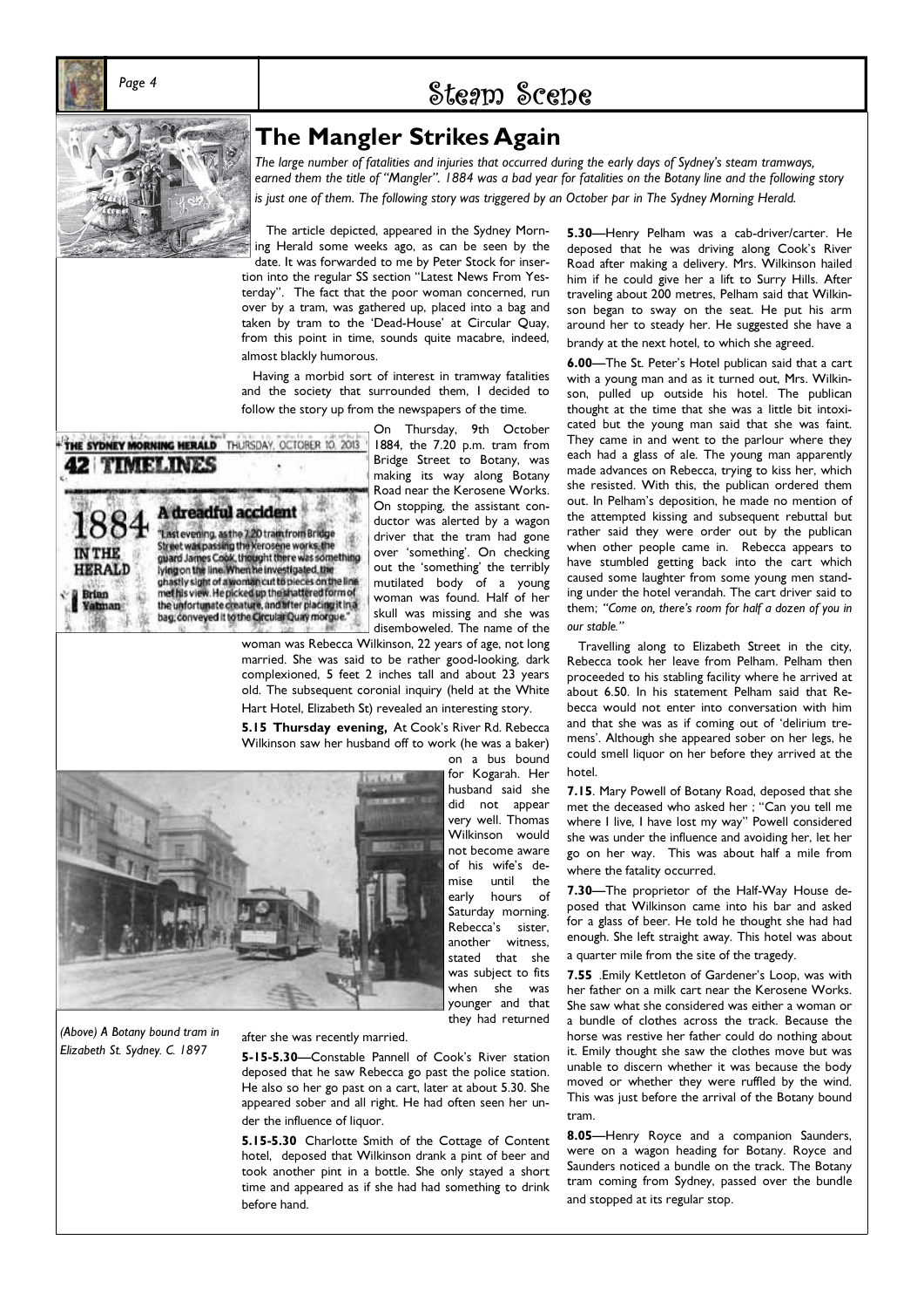## The Mangler Strikes Again

*The large number of fatalities and injuries that occurred during the early days of Sydney's steam tramways, earned them the title of "Mangler". 1884 was a bad year for fatalities on the Botany line and the following story is just one of them. The following story was triggered by an October par in The Sydney Morning Herald.*

The article depicted, appeared in the Sydney Morning Herald some weeks ago, as can be seen by the date. It was forwarded to me by Peter Stock for insertion into the regular SS section "Latest News From Yesterday". The fact that the poor woman concerned, run over by a tram, was gathered up, placed into a bag and taken by tram to the 'Dead-House' at Circular Quay, from this point in time, sounds quite macabre, indeed, almost blackly humorous.

Having a morbid sort of interest in tramway fatalities and the society that surrounded them, I decided to follow the story up from the newspapers of the time.

THE SYDNEY MORNING HERALD THURSDAY, OCTOBER 10, 2013

42 TIMELINES

1884 IN THE HERALD — Brian Yatman

**A dreadful accident**

"Last evening, as the 7.20 tram from Bridge Street was passing the kerosene works, the guard James Cook, thought there was something lying on the line. When he investigated, the ghastly sight of a woman cut to pieces on the line met his view. He picked up the shattered form of the unfortunate creature, and after placing it in a bag, conveyed it to the Circular Quay morgue."

On Thursday, 9th October 1884, the 7.20 p.m. tram from Bridge Street to Botany, was making its way along Botany Road near the Kerosene Works. On stopping, the assistant conductor was alerted by a wagon driver that the tram had gone over 'something'. On checking out the 'something' the terribly mutilated body of a young woman was found. Half of her skull was missing and she was disemboweled. The name of the woman was Rebecca Wilkinson, 22 years of age, not long married. She was said to be rather good-looking, dark complexioned, 5 feet 2 inches tall and about 23 years old. The subsequent coronial inquiry (held at the White Hart Hotel, Elizabeth St) revealed an interesting story.

**5.15 Thursday evening,** At Cook's River Rd. Rebecca Wilkinson saw her husband off to work (he was a baker) on a bus bound for Kogarah. Her husband said she did not appear very well. Thomas Wilkinson would not become aware of his wife's demise until the early hours of Saturday morning. Rebecca's sister, another witness, stated that she was subject to fits when she was younger and that they had returned after she was recently married.

*(Above) A Botany bound tram in Elizabeth St. Sydney. C. 1897*

**5-15-5.30**—Constable Pannell of Cook's River station deposed that he saw Rebecca go past the police station. He also so her go past on a cart, later at about 5.30. She appeared sober and all right. He had often seen her under the influence of liquor.

**5.15-5.30** Charlotte Smith of the Cottage of Content hotel, deposed that Wilkinson drank a pint of beer and took another pint in a bottle. She only stayed a short time and appeared as if she had had something to drink before hand.

**5.30**—Henry Pelham was a cab-driver/carter. He deposed that he was driving along Cook's River Road after making a delivery. Mrs. Wilkinson hailed him if he could give her a lift to Surry Hills. After traveling about 200 metres, Pelham said that Wilkinson began to sway on the seat. He put his arm around her to steady her. He suggested she have a brandy at the next hotel, to which she agreed.

**6.00**—The St. Peter's Hotel publican said that a cart with a young man and as it turned out, Mrs. Wilkinson, pulled up outside his hotel. The publican thought at the time that she was a little bit intoxicated but the young man said that she was faint. They came in and went to the parlour where they each had a glass of ale. The young man apparently made advances on Rebecca, trying to kiss her, which she resisted. With this, the publican ordered them out. In Pelham's deposition, he made no mention of the attempted kissing and subsequent rebuttal but rather said they were order out by the publican when other people came in. Rebecca appears to have stumbled getting back into the cart which caused some laughter from some young men standing under the hotel verandah. The cart driver said to them; *"Come on, there's room for half a dozen of you in our stable."*

Travelling along to Elizabeth Street in the city, Rebecca took her leave from Pelham. Pelham then proceeded to his stabling facility where he arrived at about 6.50. In his statement Pelham said that Rebecca would not enter into conversation with him and that she was as if coming out of 'delirium tremens'. Although she appeared sober on her legs, he could smell liquor on her before they arrived at the hotel.

**7.15**. Mary Powell of Botany Road, deposed that she met the deceased who asked her ; "Can you tell me where I live, I have lost my way" Powell considered she was under the influence and avoiding her, let her go on her way. This was about half a mile from where the fatality occurred.

**7.30**—The proprietor of the Half-Way House deposed that Wilkinson came into his bar and asked for a glass of beer. He told he thought she had had enough. She left straight away. This hotel was about a quarter mile from the site of the tragedy.

**7.55** .Emily Kettleton of Gardener's Loop, was with her father on a milk cart near the Kerosene Works. She saw what she considered was either a woman or a bundle of clothes across the track. Because the horse was restive her father could do nothing about it. Emily thought she saw the clothes move but was unable to discern whether it was because the body moved or whether they were ruffled by the wind. This was just before the arrival of the Botany bound tram.

**8.05**—Henry Royce and a companion Saunders, were on a wagon heading for Botany. Royce and Saunders noticed a bundle on the track. The Botany tram coming from Sydney, passed over the bundle and stopped at its regular stop.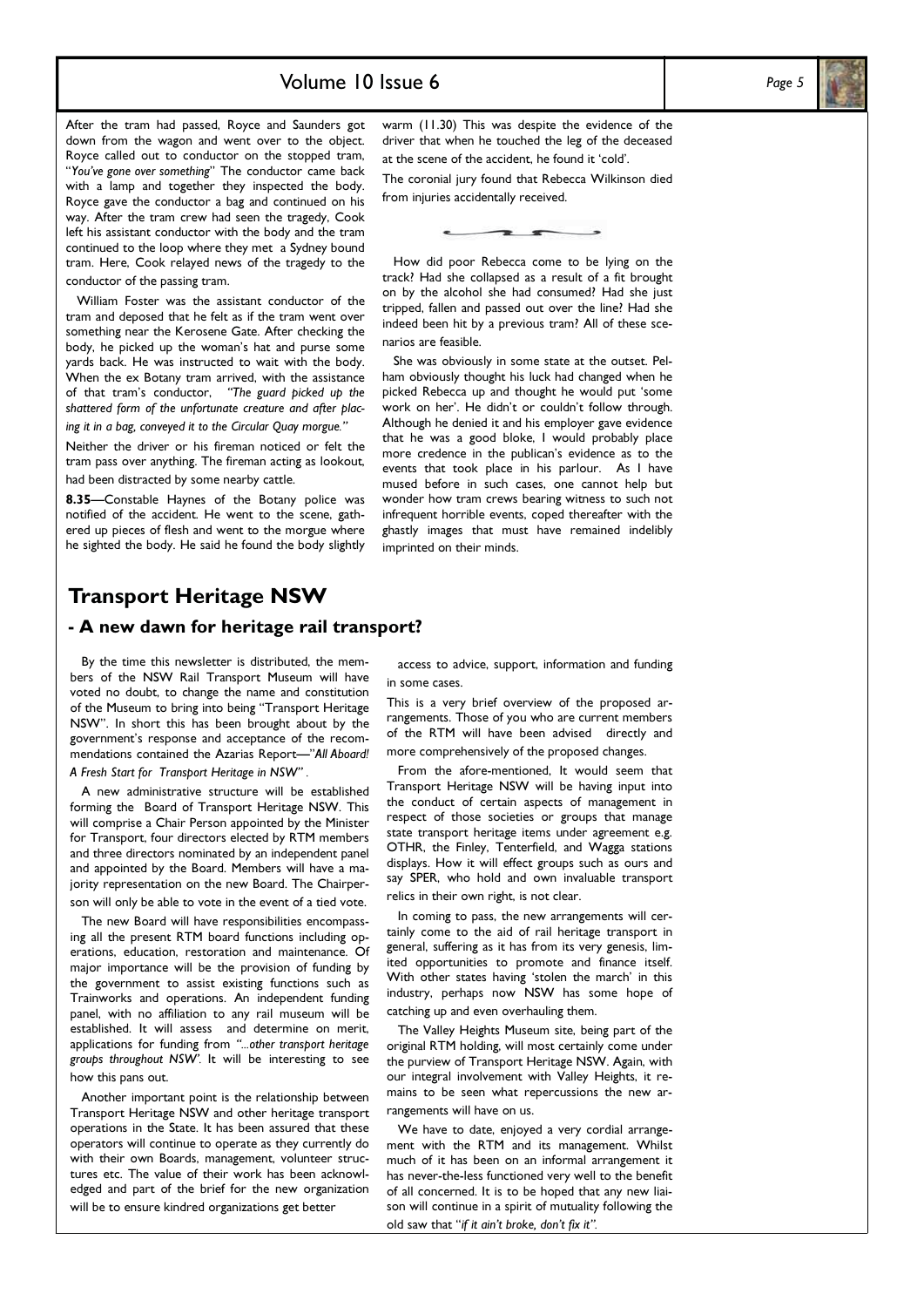After the tram had passed, Royce and Saunders got down from the wagon and went over to the object. Royce called out to conductor on the stopped tram, "*You've gone over something*" The conductor came back with a lamp and together they inspected the body. Royce gave the conductor a bag and continued on his way. After the tram crew had seen the tragedy, Cook left his assistant conductor with the body and the tram continued to the loop where they met a Sydney bound tram. Here, Cook relayed news of the tragedy to the conductor of the passing tram.

William Foster was the assistant conductor of the tram and deposed that he felt as if the tram went over something near the Kerosene Gate. After checking the body, he picked up the woman's hat and purse some yards back. He was instructed to wait with the body. When the ex Botany tram arrived, with the assistance of that tram's conductor, *"The guard picked up the shattered form of the unfortunate creature and after placing it in a bag, conveyed it to the Circular Quay morgue."*

Neither the driver or his fireman noticed or felt the tram pass over anything. The fireman acting as lookout, had been distracted by some nearby cattle.

**8.35**—Constable Haynes of the Botany police was notified of the accident. He went to the scene, gathered up pieces of flesh and went to the morgue where he sighted the body. He said he found the body slightly warm (11.30) This was despite the evidence of the driver that when he touched the leg of the deceased at the scene of the accident, he found it 'cold'.

The coronial jury found that Rebecca Wilkinson died from injuries accidentally received.

How did poor Rebecca come to be lying on the track? Had she collapsed as a result of a fit brought on by the alcohol she had consumed? Had she just tripped, fallen and passed out over the line? Had she indeed been hit by a previous tram? All of these scenarios are feasible.

She was obviously in some state at the outset. Pelham obviously thought his luck had changed when he picked Rebecca up and thought he would put 'some work on her'. He didn't or couldn't follow through. Although he denied it and his employer gave evidence that he was a good bloke, I would probably place more credence in the publican's evidence as to the events that took place in his parlour. As I have mused before in such cases, one cannot help but wonder how tram crews bearing witness to such not infrequent horrible events, coped thereafter with the ghastly images that must have remained indelibly imprinted on their minds.

## Transport Heritage NSW

### - A new dawn for heritage rail transport?

By the time this newsletter is distributed, the members of the NSW Rail Transport Museum will have voted no doubt, to change the name and constitution of the Museum to bring into being "Transport Heritage NSW". In short this has been brought about by the government's response and acceptance of the recommendations contained the Azarias Report—"*All Aboard! A Fresh Start for Transport Heritage in NSW"* .

A new administrative structure will be established forming the Board of Transport Heritage NSW. This will comprise a Chair Person appointed by the Minister for Transport, four directors elected by RTM members and three directors nominated by an independent panel and appointed by the Board. Members will have a majority representation on the new Board. The Chairperson will only be able to vote in the event of a tied vote.

The new Board will have responsibilities encompassing all the present RTM board functions including operations, education, restoration and maintenance. Of major importance will be the provision of funding by the government to assist existing functions such as Trainworks and operations. An independent funding panel, with no affiliation to any rail museum will be established. It will assess and determine on merit, applications for funding from *"...other transport heritage groups throughout NSW".* It will be interesting to see how this pans out.

Another important point is the relationship between Transport Heritage NSW and other heritage transport operations in the State. It has been assured that these operators will continue to operate as they currently do with their own Boards, management, volunteer structures etc. The value of their work has been acknowledged and part of the brief for the new organization will be to ensure kindred organizations get better access to advice, support, information and funding in some cases.

This is a very brief overview of the proposed arrangements. Those of you who are current members of the RTM will have been advised directly and more comprehensively of the proposed changes.

From the afore-mentioned, It would seem that Transport Heritage NSW will be having input into the conduct of certain aspects of management in respect of those societies or groups that manage state transport heritage items under agreement e.g. OTHR, the Finley, Tenterfield, and Wagga stations displays. How it will effect groups such as ours and say SPER, who hold and own invaluable transport relics in their own right, is not clear.

In coming to pass, the new arrangements will certainly come to the aid of rail heritage transport in general, suffering as it has from its very genesis, limited opportunities to promote and finance itself. With other states having 'stolen the march' in this industry, perhaps now NSW has some hope of catching up and even overhauling them.

The Valley Heights Museum site, being part of the original RTM holding, will most certainly come under the purview of Transport Heritage NSW. Again, with our integral involvement with Valley Heights, it remains to be seen what repercussions the new arrangements will have on us.

We have to date, enjoyed a very cordial arrangement with the RTM and its management. Whilst much of it has been on an informal arrangement it has never-the-less functioned very well to the benefit of all concerned. It is to be hoped that any new liaison will continue in a spirit of mutuality following the old saw that "*if it ain't broke, don't fix it".*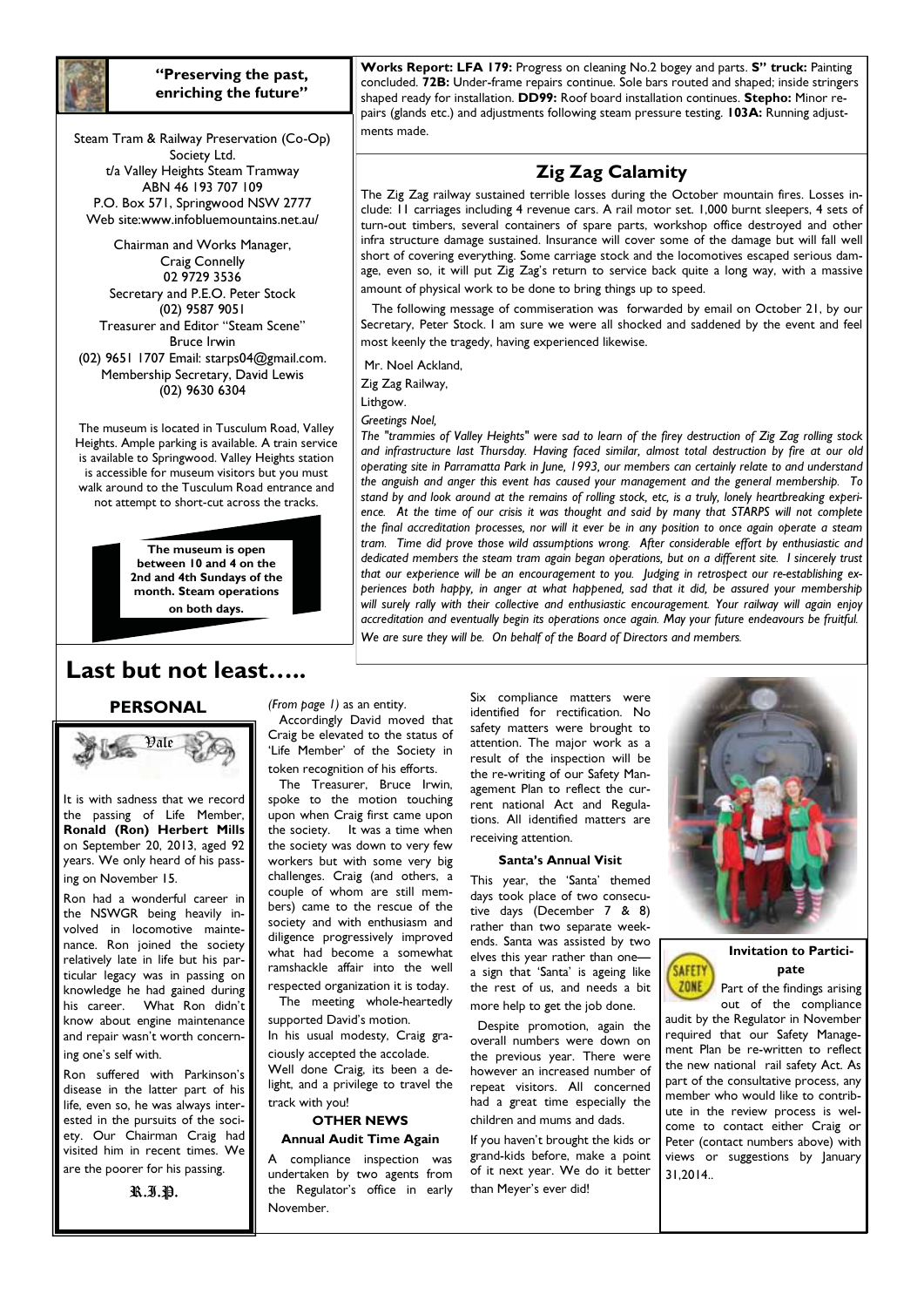**"Preserving the past, enriching the future"**

Steam Tram & Railway Preservation (Co-Op) Society Ltd.
t/a Valley Heights Steam Tramway
ABN 46 193 707 109
P.O. Box 571, Springwood NSW 2777
Web site:www.infobluemountains.net.au/

Chairman and Works Manager, Craig Connelly
02 9729 3536
Secretary and P.E.O. Peter Stock
(02) 9587 9051
Treasurer and Editor "Steam Scene" Bruce Irwin
(02) 9651 1707 Email: starps04@gmail.com.
Membership Secretary, David Lewis
(02) 9630 6304

The museum is located in Tusculum Road, Valley Heights. Ample parking is available. A train service is available to Springwood. Valley Heights station is accessible for museum visitors but you must walk around to the Tusculum Road entrance and not attempt to short-cut across the tracks.

**The museum is open between 10 and 4 on the 2nd and 4th Sundays of the month. Steam operations on both days.**

**Works Report: LFA 179:** Progress on cleaning No.2 bogey and parts. **S" truck:** Painting concluded. **72B:** Under-frame repairs continue. Sole bars routed and shaped; inside stringers shaped ready for installation. **DD99:** Roof board installation continues. **Stepho:** Minor repairs (glands etc.) and adjustments following steam pressure testing. **103A:** Running adjustments made.

## Zig Zag Calamity

The Zig Zag railway sustained terrible losses during the October mountain fires. Losses include: 11 carriages including 4 revenue cars. A rail motor set. 1,000 burnt sleepers, 4 sets of turn-out timbers, several containers of spare parts, workshop office destroyed and other infra structure damage sustained. Insurance will cover some of the damage but will fall well short of covering everything. Some carriage stock and the locomotives escaped serious damage, even so, it will put Zig Zag's return to service back quite a long way, with a massive amount of physical work to be done to bring things up to speed.

The following message of commiseration was forwarded by email on October 21, by our Secretary, Peter Stock. I am sure we were all shocked and saddened by the event and feel most keenly the tragedy, having experienced likewise.

Mr. Noel Ackland,
Zig Zag Railway,
Lithgow.

*Greetings Noel,*

*The "trammies of Valley Heights" were sad to learn of the firey destruction of Zig Zag rolling stock and infrastructure last Thursday. Having faced similar, almost total destruction by fire at our old operating site in Parramatta Park in June, 1993, our members can certainly relate to and understand the anguish and anger this event has caused your management and the general membership. To stand by and look around at the remains of rolling stock, etc, is a truly, lonely heartbreaking experience. At the time of our crisis it was thought and said by many that STARPS will not complete the final accreditation processes, nor will it ever be in any position to once again operate a steam tram. Time did prove those wild assumptions wrong. After considerable effort by enthusiastic and dedicated members the steam tram again began operations, but on a different site. I sincerely trust that our experience will be an encouragement to you. Judging in retrospect our re-establishing experiences both happy, in anger at what happened, sad that it did, be assured your membership will surely rally with their collective and enthusiastic encouragement. Your railway will again enjoy accreditation and eventually begin its operations once again. May your future endeavours be fruitful. We are sure they will be. On behalf of the Board of Directors and members.*

# Last but not least…..

## PERSONAL

Vale

It is with sadness that we record the passing of Life Member, **Ronald (Ron) Herbert Mills** on September 20, 2013, aged 92 years. We only heard of his passing on November 15.

Ron had a wonderful career in the NSWGR being heavily involved in locomotive maintenance. Ron joined the society relatively late in life but his particular legacy was in passing on knowledge he had gained during his career. What Ron didn't know about engine maintenance and repair wasn't worth concerning one's self with.

Ron suffered with Parkinson's disease in the latter part of his life, even so, he was always interested in the pursuits of the society. Our Chairman Craig had visited him in recent times. We are the poorer for his passing.

R.I.P.

*(From page 1)* as an entity.

Accordingly David moved that Craig be elevated to the status of 'Life Member' of the Society in token recognition of his efforts.

The Treasurer, Bruce Irwin, spoke to the motion touching upon when Craig first came upon the society. It was a time when the society was down to very few workers but with some very big challenges. Craig (and others, a couple of whom are still members) came to the rescue of the society and with enthusiasm and diligence progressively improved what had become a somewhat ramshackle affair into the well respected organization it is today.

The meeting whole-heartedly supported David's motion.

In his usual modesty, Craig graciously accepted the accolade.

Well done Craig, its been a delight, and a privilege to travel the track with you!

### OTHER NEWS

#### Annual Audit Time Again

A compliance inspection was undertaken by two agents from the Regulator's office in early November.

Six compliance matters were identified for rectification. No safety matters were brought to attention. The major work as a result of the inspection will be the re-writing of our Safety Management Plan to reflect the current national Act and Regulations. All identified matters are receiving attention.

#### Santa's Annual Visit

This year, the 'Santa' themed days took place of two consecutive days (December 7 & 8) rather than two separate weekends. Santa was assisted by two elves this year rather than one—a sign that 'Santa' is ageing like the rest of us, and needs a bit more help to get the job done.

Despite promotion, again the overall numbers were down on the previous year. There were however an increased number of repeat visitors. All concerned had a great time especially the children and mums and dads.

If you haven't brought the kids or grand-kids before, make a point of it next year. We do it better than Meyer's ever did!

#### Invitation to Participate

Part of the findings arising out of the compliance audit by the Regulator in November required that our Safety Management Plan be re-written to reflect the new national rail safety Act. As part of the consultative process, any member who would like to contribute in the review process is welcome to contact either Craig or Peter (contact numbers above) with views or suggestions by January 31,2014..